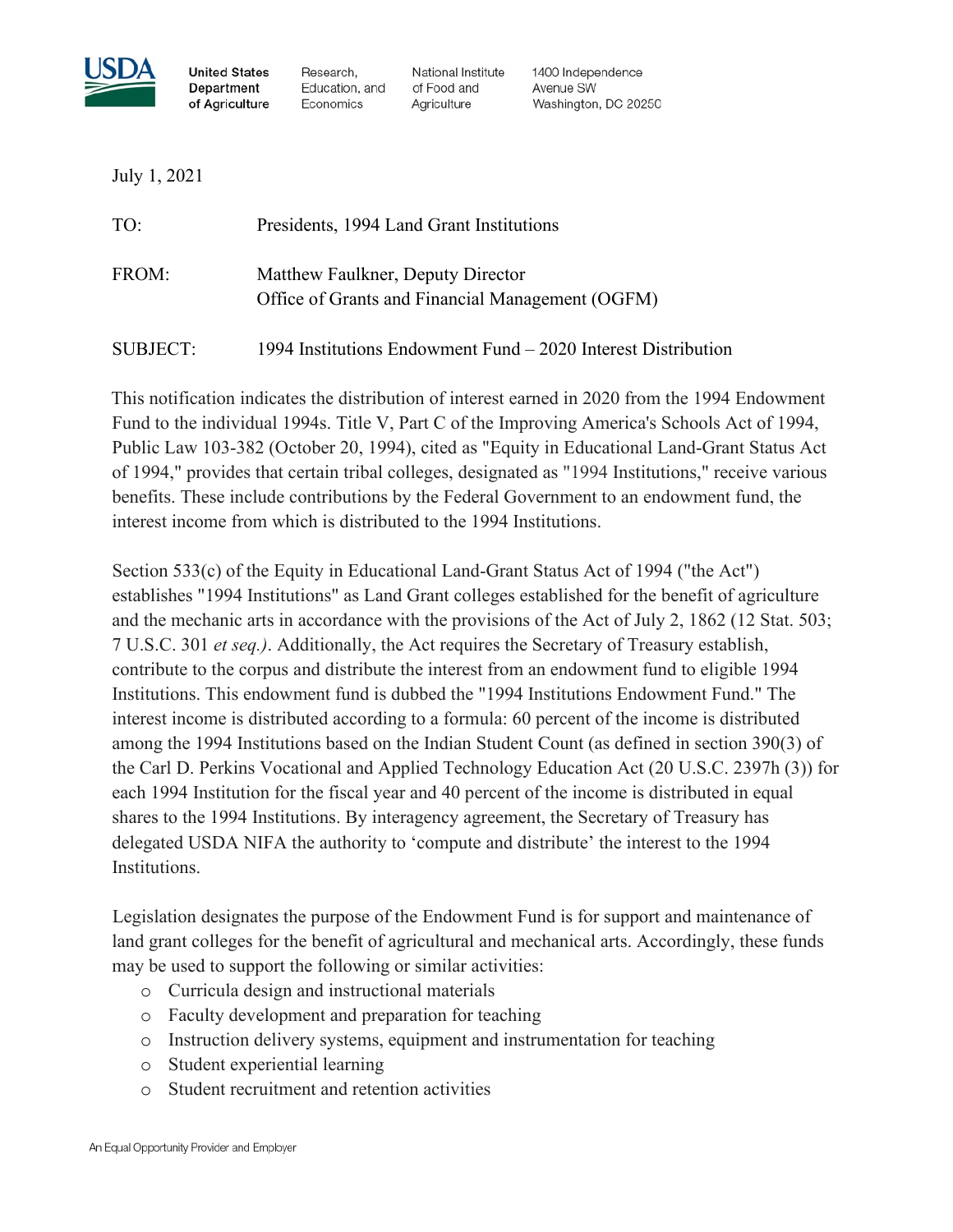United States Department of Agriculture | Research, Education, and Economics | National Institute of Food and Agriculture | 1400 Independence Avenue SW Washington, DC 20250

July 1, 2021

TO: Presidents, 1994 Land Grant Institutions

FROM: Matthew Faulkner, Deputy Director
Office of Grants and Financial Management (OGFM)

SUBJECT: 1994 Institutions Endowment Fund – 2020 Interest Distribution

This notification indicates the distribution of interest earned in 2020 from the 1994 Endowment Fund to the individual 1994s. Title V, Part C of the Improving America's Schools Act of 1994, Public Law 103-382 (October 20, 1994), cited as "Equity in Educational Land-Grant Status Act of 1994," provides that certain tribal colleges, designated as "1994 Institutions," receive various benefits. These include contributions by the Federal Government to an endowment fund, the interest income from which is distributed to the 1994 Institutions.

Section 533(c) of the Equity in Educational Land-Grant Status Act of 1994 ("the Act") establishes "1994 Institutions" as Land Grant colleges established for the benefit of agriculture and the mechanic arts in accordance with the provisions of the Act of July 2, 1862 (12 Stat. 503; 7 U.S.C. 301 *et seq.)*. Additionally, the Act requires the Secretary of Treasury establish, contribute to the corpus and distribute the interest from an endowment fund to eligible 1994 Institutions. This endowment fund is dubbed the "1994 Institutions Endowment Fund." The interest income is distributed according to a formula: 60 percent of the income is distributed among the 1994 Institutions based on the Indian Student Count (as defined in section 390(3) of the Carl D. Perkins Vocational and Applied Technology Education Act (20 U.S.C. 2397h (3)) for each 1994 Institution for the fiscal year and 40 percent of the income is distributed in equal shares to the 1994 Institutions. By interagency agreement, the Secretary of Treasury has delegated USDA NIFA the authority to 'compute and distribute' the interest to the 1994 Institutions.

Legislation designates the purpose of the Endowment Fund is for support and maintenance of land grant colleges for the benefit of agricultural and mechanical arts. Accordingly, these funds may be used to support the following or similar activities:

- Curricula design and instructional materials
- Faculty development and preparation for teaching
- Instruction delivery systems, equipment and instrumentation for teaching
- Student experiential learning
- Student recruitment and retention activities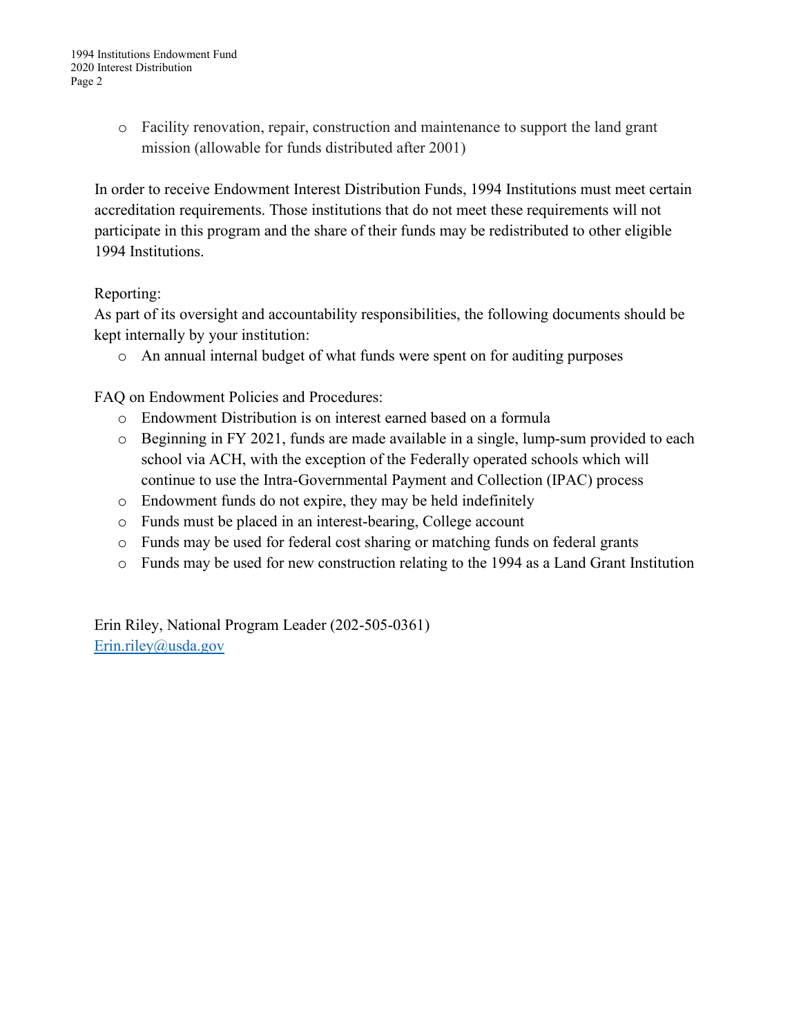- Facility renovation, repair, construction and maintenance to support the land grant mission (allowable for funds distributed after 2001)

In order to receive Endowment Interest Distribution Funds, 1994 Institutions must meet certain accreditation requirements. Those institutions that do not meet these requirements will not participate in this program and the share of their funds may be redistributed to other eligible 1994 Institutions.

Reporting:
As part of its oversight and accountability responsibilities, the following documents should be kept internally by your institution:

- An annual internal budget of what funds were spent on for auditing purposes

FAQ on Endowment Policies and Procedures:

- Endowment Distribution is on interest earned based on a formula
- Beginning in FY 2021, funds are made available in a single, lump-sum provided to each school via ACH, with the exception of the Federally operated schools which will continue to use the Intra-Governmental Payment and Collection (IPAC) process
- Endowment funds do not expire, they may be held indefinitely
- Funds must be placed in an interest-bearing, College account
- Funds may be used for federal cost sharing or matching funds on federal grants
- Funds may be used for new construction relating to the 1994 as a Land Grant Institution

Erin Riley, National Program Leader (202-505-0361)
[Erin.riley@usda.gov](mailto:Erin.riley@usda.gov)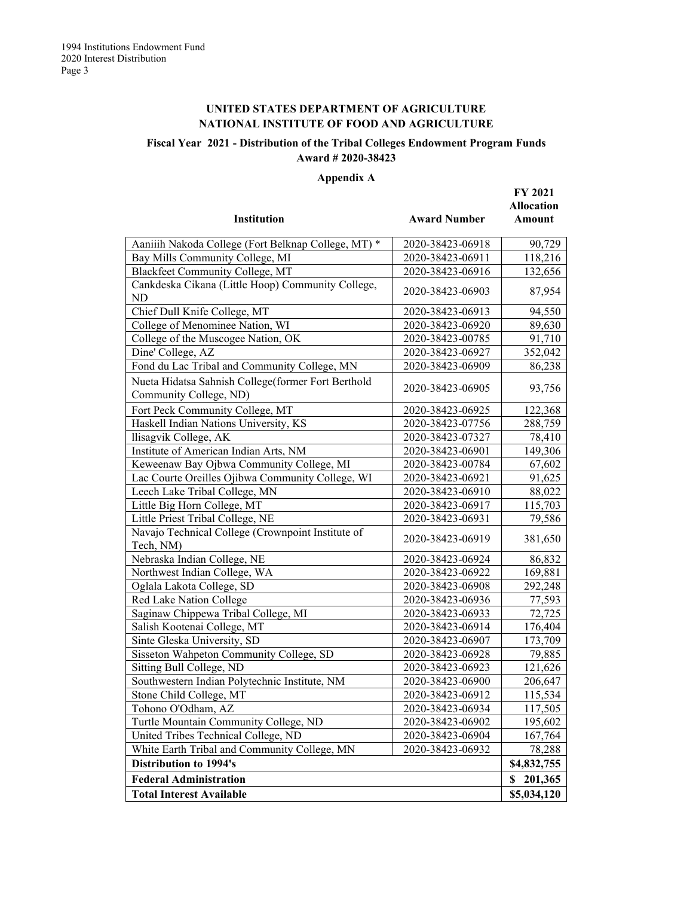**UNITED STATES DEPARTMENT OF AGRICULTURE**
**NATIONAL INSTITUTE OF FOOD AND AGRICULTURE**

**Fiscal Year 2021 - Distribution of the Tribal Colleges Endowment Program Funds**
**Award # 2020-38423**

**Appendix A**

| Institution | Award Number | FY 2021 Allocation Amount |
|---|---|---|
| Aaniiih Nakoda College (Fort Belknap College, MT) * | 2020-38423-06918 | 90,729 |
| Bay Mills Community College, MI | 2020-38423-06911 | 118,216 |
| Blackfeet Community College, MT | 2020-38423-06916 | 132,656 |
| Cankdeska Cikana (Little Hoop) Community College, ND | 2020-38423-06903 | 87,954 |
| Chief Dull Knife College, MT | 2020-38423-06913 | 94,550 |
| College of Menominee Nation, WI | 2020-38423-06920 | 89,630 |
| College of the Muscogee Nation, OK | 2020-38423-00785 | 91,710 |
| Dine' College, AZ | 2020-38423-06927 | 352,042 |
| Fond du Lac Tribal and Community College, MN | 2020-38423-06909 | 86,238 |
| Nueta Hidatsa Sahnish College(former Fort Berthold Community College, ND) | 2020-38423-06905 | 93,756 |
| Fort Peck Community College, MT | 2020-38423-06925 | 122,368 |
| Haskell Indian Nations University, KS | 2020-38423-07756 | 288,759 |
| llisagvik College, AK | 2020-38423-07327 | 78,410 |
| Institute of American Indian Arts, NM | 2020-38423-06901 | 149,306 |
| Keweenaw Bay Ojbwa Community College, MI | 2020-38423-00784 | 67,602 |
| Lac Courte Oreilles Ojibwa Community College, WI | 2020-38423-06921 | 91,625 |
| Leech Lake Tribal College, MN | 2020-38423-06910 | 88,022 |
| Little Big Horn College, MT | 2020-38423-06917 | 115,703 |
| Little Priest Tribal College, NE | 2020-38423-06931 | 79,586 |
| Navajo Technical College (Crownpoint Institute of Tech, NM) | 2020-38423-06919 | 381,650 |
| Nebraska Indian College, NE | 2020-38423-06924 | 86,832 |
| Northwest Indian College, WA | 2020-38423-06922 | 169,881 |
| Oglala Lakota College, SD | 2020-38423-06908 | 292,248 |
| Red Lake Nation College | 2020-38423-06936 | 77,593 |
| Saginaw Chippewa Tribal College, MI | 2020-38423-06933 | 72,725 |
| Salish Kootenai College, MT | 2020-38423-06914 | 176,404 |
| Sinte Gleska University, SD | 2020-38423-06907 | 173,709 |
| Sisseton Wahpeton Community College, SD | 2020-38423-06928 | 79,885 |
| Sitting Bull College, ND | 2020-38423-06923 | 121,626 |
| Southwestern Indian Polytechnic Institute, NM | 2020-38423-06900 | 206,647 |
| Stone Child College, MT | 2020-38423-06912 | 115,534 |
| Tohono O'Odham, AZ | 2020-38423-06934 | 117,505 |
| Turtle Mountain Community College, ND | 2020-38423-06902 | 195,602 |
| United Tribes Technical College, ND | 2020-38423-06904 | 167,764 |
| White Earth Tribal and Community College, MN | 2020-38423-06932 | 78,288 |
| **Distribution to 1994's** | | **$4,832,755** |
| **Federal Administration** | | **$ 201,365** |
| **Total Interest Available** | | **$5,034,120** |